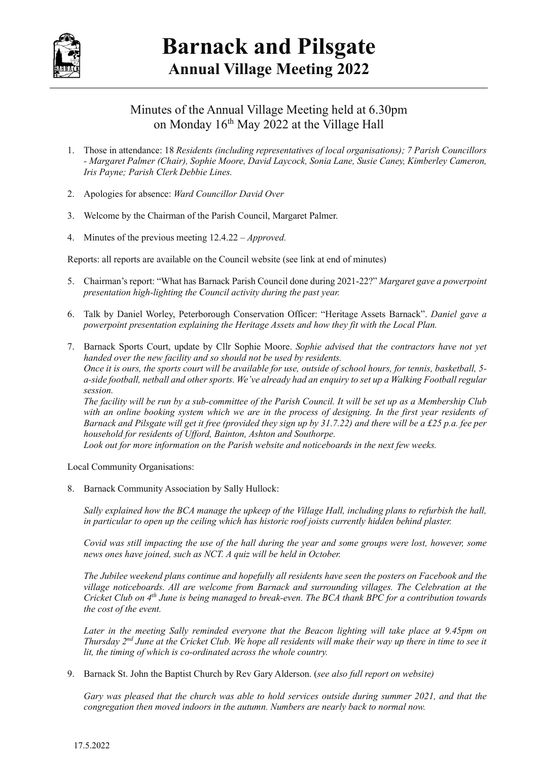# Barnack and Pilsgate

## Annual Village Meeting 2022

Minutes of the Annual Village Meeting held at 6.30pm on Monday 16th May 2022 at the Village Hall

1. Those in attendance: 18 *Residents (including representatives of local organisations); 7 Parish Councillors - Margaret Palmer (Chair), Sophie Moore, David Laycock, Sonia Lane, Susie Caney, Kimberley Cameron, Iris Payne; Parish Clerk Debbie Lines.*

2. Apologies for absence: *Ward Councillor David Over*

3. Welcome by the Chairman of the Parish Council, Margaret Palmer.

4. Minutes of the previous meeting 12.4.22 – *Approved.*

Reports: all reports are available on the Council website (see link at end of minutes)

5. Chairman's report: "What has Barnack Parish Council done during 2021-22?" *Margaret gave a powerpoint presentation high-lighting the Council activity during the past year.*

6. Talk by Daniel Worley, Peterborough Conservation Officer: "Heritage Assets Barnack". *Daniel gave a powerpoint presentation explaining the Heritage Assets and how they fit with the Local Plan.*

7. Barnack Sports Court, update by Cllr Sophie Moore. *Sophie advised that the contractors have not yet handed over the new facility and so should not be used by residents.*
   *Once it is ours, the sports court will be available for use, outside of school hours, for tennis, basketball, 5-a-side football, netball and other sports. We've already had an enquiry to set up a Walking Football regular session.*
   *The facility will be run by a sub-committee of the Parish Council. It will be set up as a Membership Club with an online booking system which we are in the process of designing. In the first year residents of Barnack and Pilsgate will get it free (provided they sign up by 31.7.22) and there will be a £25 p.a. fee per household for residents of Ufford, Bainton, Ashton and Southorpe.*
   *Look out for more information on the Parish website and noticeboards in the next few weeks.*

Local Community Organisations:

8. Barnack Community Association by Sally Hullock:

   *Sally explained how the BCA manage the upkeep of the Village Hall, including plans to refurbish the hall, in particular to open up the ceiling which has historic roof joists currently hidden behind plaster.*

   *Covid was still impacting the use of the hall during the year and some groups were lost, however, some news ones have joined, such as NCT. A quiz will be held in October.*

   *The Jubilee weekend plans continue and hopefully all residents have seen the posters on Facebook and the village noticeboards. All are welcome from Barnack and surrounding villages. The Celebration at the Cricket Club on 4th June is being managed to break-even. The BCA thank BPC for a contribution towards the cost of the event.*

   *Later in the meeting Sally reminded everyone that the Beacon lighting will take place at 9.45pm on Thursday 2nd June at the Cricket Club. We hope all residents will make their way up there in time to see it lit, the timing of which is co-ordinated across the whole country.*

9. Barnack St. John the Baptist Church by Rev Gary Alderson. (*see also full report on website)*

   *Gary was pleased that the church was able to hold services outside during summer 2021, and that the congregation then moved indoors in the autumn. Numbers are nearly back to normal now.*

17.5.2022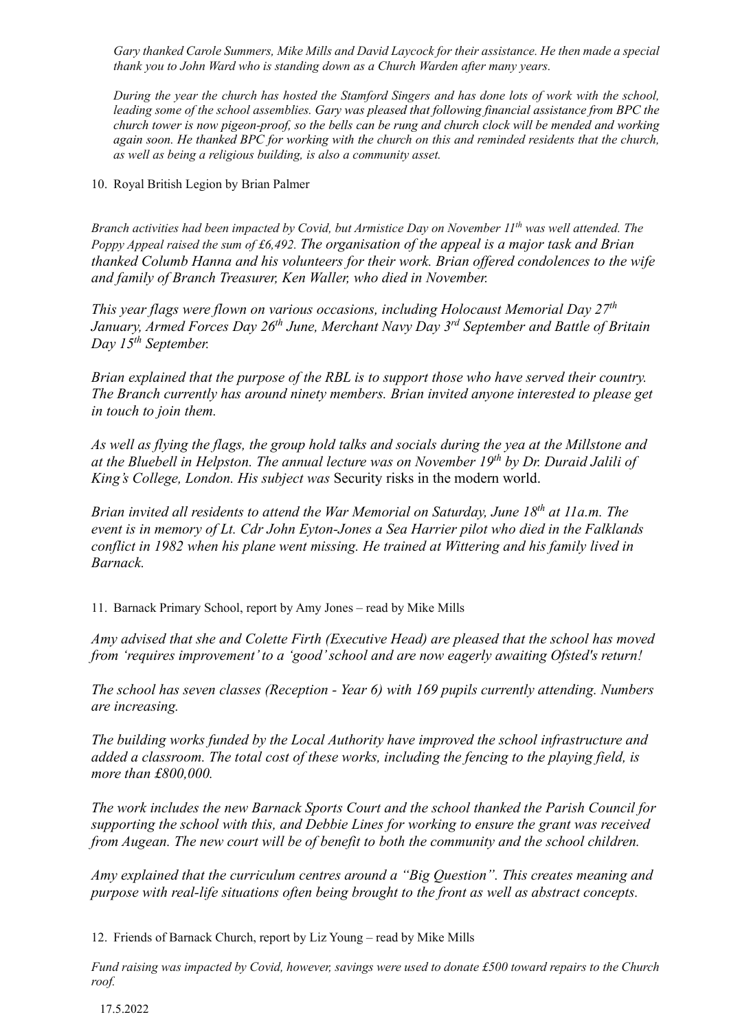*Gary thanked Carole Summers, Mike Mills and David Laycock for their assistance. He then made a special thank you to John Ward who is standing down as a Church Warden after many years.*

*During the year the church has hosted the Stamford Singers and has done lots of work with the school, leading some of the school assemblies. Gary was pleased that following financial assistance from BPC the church tower is now pigeon-proof, so the bells can be rung and church clock will be mended and working again soon. He thanked BPC for working with the church on this and reminded residents that the church, as well as being a religious building, is also a community asset.*

10. Royal British Legion by Brian Palmer

*Branch activities had been impacted by Covid, but Armistice Day on November 11th was well attended. The Poppy Appeal raised the sum of £6,492. The organisation of the appeal is a major task and Brian thanked Columb Hanna and his volunteers for their work. Brian offered condolences to the wife and family of Branch Treasurer, Ken Waller, who died in November.*

*This year flags were flown on various occasions, including Holocaust Memorial Day 27th January, Armed Forces Day 26th June, Merchant Navy Day 3rd September and Battle of Britain Day 15th September.*

*Brian explained that the purpose of the RBL is to support those who have served their country. The Branch currently has around ninety members. Brian invited anyone interested to please get in touch to join them.*

*As well as flying the flags, the group hold talks and socials during the yea at the Millstone and at the Bluebell in Helpston. The annual lecture was on November 19th by Dr. Duraid Jalili of King's College, London. His subject was* Security risks in the modern world.

*Brian invited all residents to attend the War Memorial on Saturday, June 18th at 11a.m. The event is in memory of Lt. Cdr John Eyton-Jones a Sea Harrier pilot who died in the Falklands conflict in 1982 when his plane went missing. He trained at Wittering and his family lived in Barnack.*

11. Barnack Primary School, report by Amy Jones – read by Mike Mills

*Amy advised that she and Colette Firth (Executive Head) are pleased that the school has moved from 'requires improvement' to a 'good' school and are now eagerly awaiting Ofsted's return!*

*The school has seven classes (Reception - Year 6) with 169 pupils currently attending. Numbers are increasing.*

*The building works funded by the Local Authority have improved the school infrastructure and added a classroom. The total cost of these works, including the fencing to the playing field, is more than £800,000.*

*The work includes the new Barnack Sports Court and the school thanked the Parish Council for supporting the school with this, and Debbie Lines for working to ensure the grant was received from Augean. The new court will be of benefit to both the community and the school children.*

*Amy explained that the curriculum centres around a "Big Question". This creates meaning and purpose with real-life situations often being brought to the front as well as abstract concepts.*

12. Friends of Barnack Church, report by Liz Young – read by Mike Mills

*Fund raising was impacted by Covid, however, savings were used to donate £500 toward repairs to the Church roof.*

17.5.2022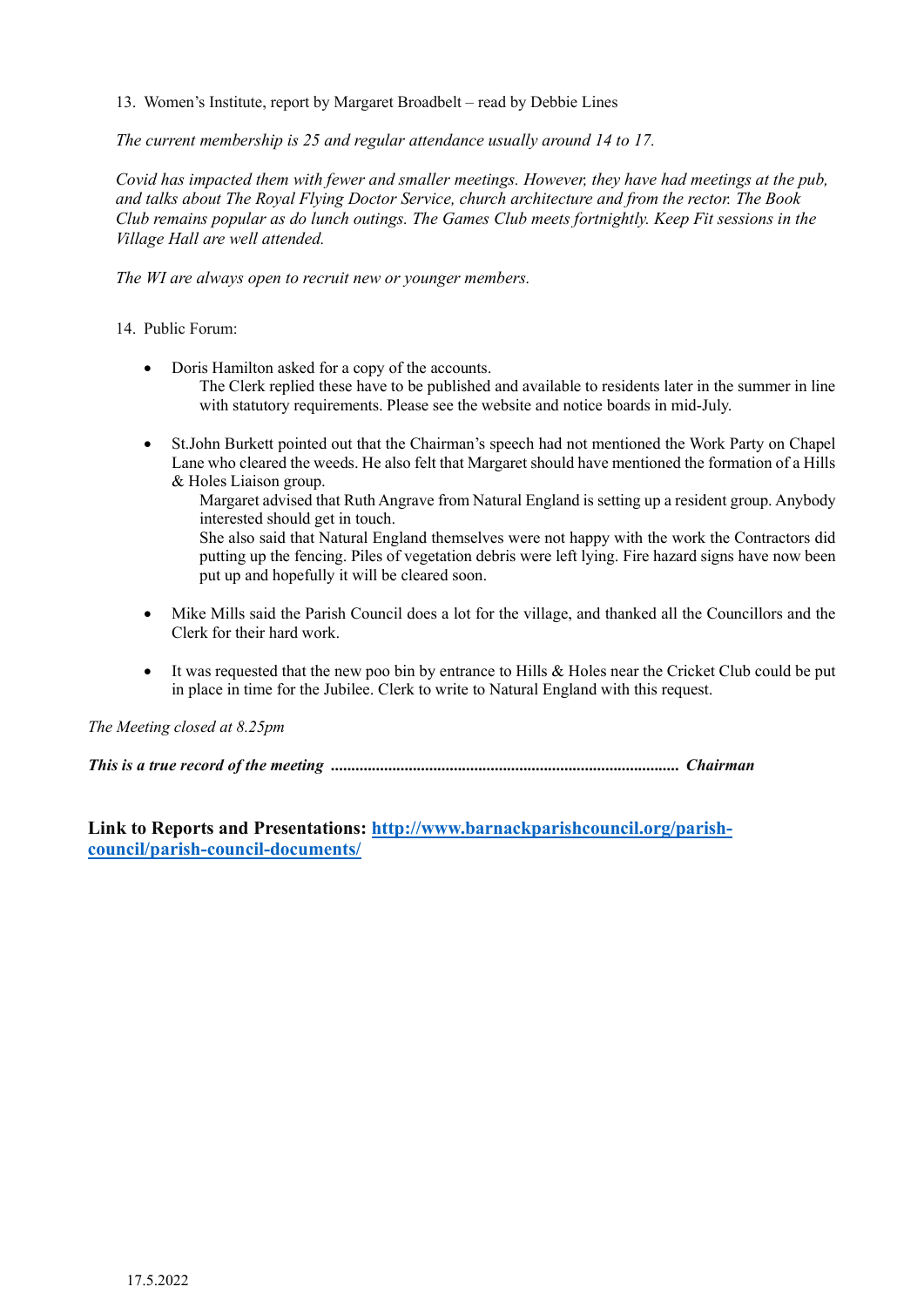13. Women's Institute, report by Margaret Broadbelt – read by Debbie Lines

*The current membership is 25 and regular attendance usually around 14 to 17.*

*Covid has impacted them with fewer and smaller meetings. However, they have had meetings at the pub, and talks about The Royal Flying Doctor Service, church architecture and from the rector. The Book Club remains popular as do lunch outings. The Games Club meets fortnightly. Keep Fit sessions in the Village Hall are well attended.*

*The WI are always open to recruit new or younger members.*

14. Public Forum:

- Doris Hamilton asked for a copy of the accounts.
  The Clerk replied these have to be published and available to residents later in the summer in line with statutory requirements. Please see the website and notice boards in mid-July.

- St.John Burkett pointed out that the Chairman's speech had not mentioned the Work Party on Chapel Lane who cleared the weeds. He also felt that Margaret should have mentioned the formation of a Hills & Holes Liaison group.
  Margaret advised that Ruth Angrave from Natural England is setting up a resident group. Anybody interested should get in touch.
  She also said that Natural England themselves were not happy with the work the Contractors did putting up the fencing. Piles of vegetation debris were left lying. Fire hazard signs have now been put up and hopefully it will be cleared soon.

- Mike Mills said the Parish Council does a lot for the village, and thanked all the Councillors and the Clerk for their hard work.

- It was requested that the new poo bin by entrance to Hills & Holes near the Cricket Club could be put in place in time for the Jubilee. Clerk to write to Natural England with this request.

*The Meeting closed at 8.25pm*

***This is a true record of the meeting ..................................................................................... Chairman***

**Link to Reports and Presentations: [http://www.barnackparishcouncil.org/parish-council/parish-council-documents/](http://www.barnackparishcouncil.org/parish-council/parish-council-documents/)**

17.5.2022